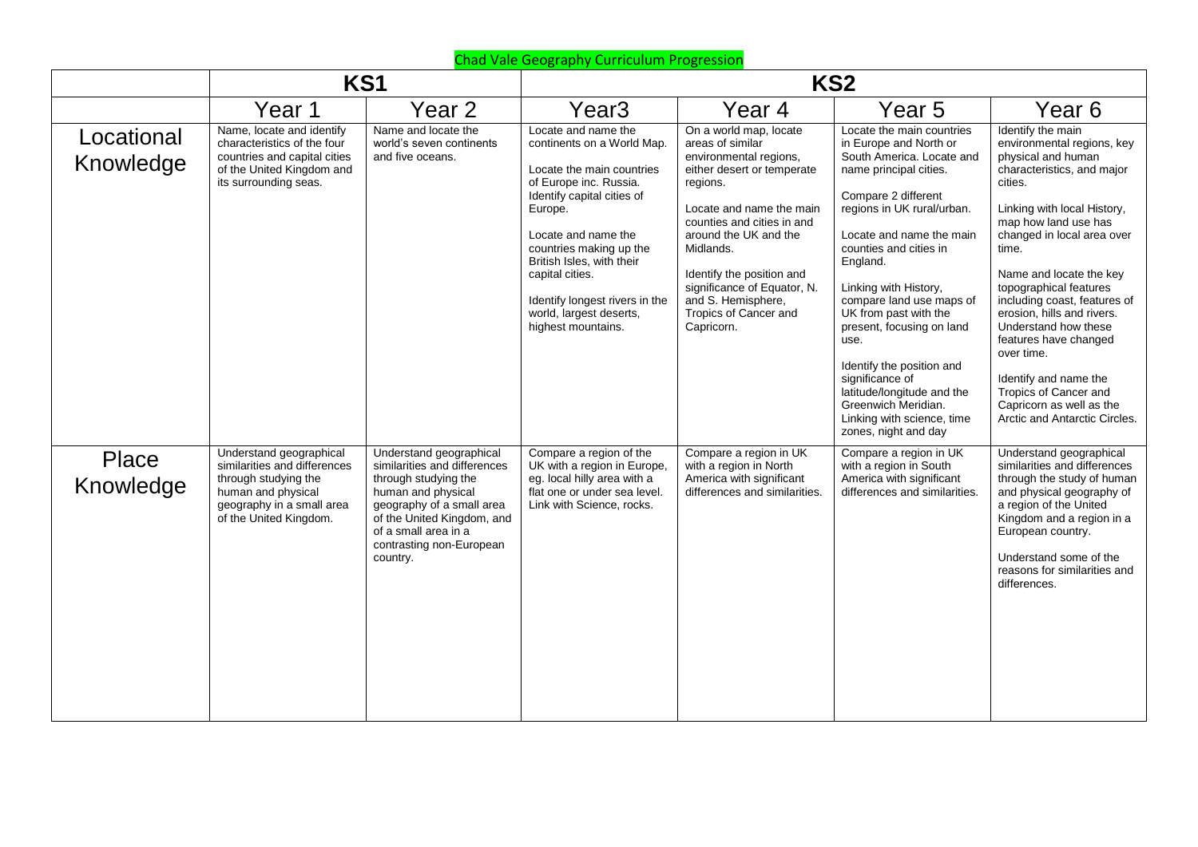# Chad Vale Geography Curriculum Progression

| | KS1 | | KS2 | | | |
|---|---|---|---|---|---|---|
| | Year 1 | Year 2 | Year3 | Year 4 | Year 5 | Year 6 |
| Locational Knowledge | Name, locate and identify characteristics of the four countries and capital cities of the United Kingdom and its surrounding seas. | Name and locate the world's seven continents and five oceans. | Locate and name the continents on a World Map.<br><br>Locate the main countries of Europe inc. Russia. Identify capital cities of Europe.<br><br>Locate and name the countries making up the British Isles, with their capital cities.<br><br>Identify longest rivers in the world, largest deserts, highest mountains. | On a world map, locate areas of similar environmental regions, either desert or temperate regions.<br><br>Locate and name the main counties and cities in and around the UK and the Midlands.<br><br>Identify the position and significance of Equator, N. and S. Hemisphere, Tropics of Cancer and Capricorn. | Locate the main countries in Europe and North or South America. Locate and name principal cities.<br><br>Compare 2 different regions in UK rural/urban.<br><br>Locate and name the main counties and cities in England.<br><br>Linking with History, compare land use maps of UK from past with the present, focusing on land use.<br><br>Identify the position and significance of latitude/longitude and the Greenwich Meridian. Linking with science, time zones, night and day | Identify the main environmental regions, key physical and human characteristics, and major cities.<br><br>Linking with local History, map how land use has changed in local area over time.<br><br>Name and locate the key topographical features including coast, features of erosion, hills and rivers. Understand how these features have changed over time.<br><br>Identify and name the Tropics of Cancer and Capricorn as well as the Arctic and Antarctic Circles. |
| Place Knowledge | Understand geographical similarities and differences through studying the human and physical geography in a small area of the United Kingdom. | Understand geographical similarities and differences through studying the human and physical geography of a small area of the United Kingdom, and of a small area in a contrasting non-European country. | Compare a region of the UK with a region in Europe, eg. local hilly area with a flat one or under sea level. Link with Science, rocks. | Compare a region in UK with a region in North America with significant differences and similarities. | Compare a region in UK with a region in South America with significant differences and similarities. | Understand geographical similarities and differences through the study of human and physical geography of a region of the United Kingdom and a region in a European country.<br><br>Understand some of the reasons for similarities and differences. |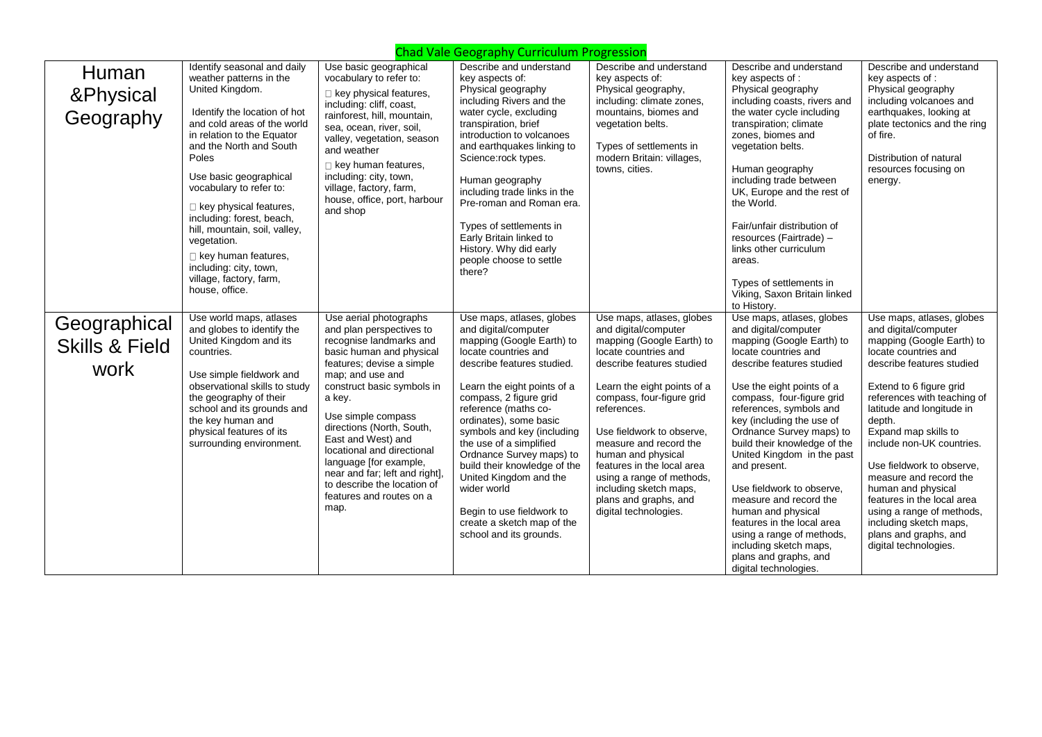# Chad Vale Geography Curriculum Progression

| | | | | | | |
|---|---|---|---|---|---|---|
| Human &Physical Geography | Identify seasonal and daily weather patterns in the United Kingdom.<br><br>Identify the location of hot and cold areas of the world in relation to the Equator and the North and South Poles<br><br>Use basic geographical vocabulary to refer to:<br><br> key physical features, including: forest, beach, hill, mountain, soil, valley, vegetation.<br><br> key human features, including: city, town, village, factory, farm, house, office. | Use basic geographical vocabulary to refer to:<br><br> key physical features, including: cliff, coast, rainforest, hill, mountain, sea, ocean, river, soil, valley, vegetation, season and weather<br><br> key human features, including: city, town, village, factory, farm, house, office, port, harbour and shop | Describe and understand key aspects of:<br>Physical geography including Rivers and the water cycle, excluding transpiration, brief introduction to volcanoes and earthquakes linking to Science:rock types.<br><br>Human geography including trade links in the Pre-roman and Roman era.<br><br>Types of settlements in Early Britain linked to History. Why did early people choose to settle there? | Describe and understand key aspects of:<br>Physical geography, including: climate zones, mountains, biomes and vegetation belts.<br><br>Types of settlements in modern Britain: villages, towns, cities. | Describe and understand key aspects of :<br>Physical geography including coasts, rivers and the water cycle including transpiration; climate zones, biomes and vegetation belts.<br><br>Human geography including trade between UK, Europe and the rest of the World.<br><br>Fair/unfair distribution of resources (Fairtrade) – links other curriculum areas.<br><br>Types of settlements in Viking, Saxon Britain linked to History. | Describe and understand key aspects of :<br>Physical geography including volcanoes and earthquakes, looking at plate tectonics and the ring of fire.<br><br>Distribution of natural resources focusing on energy. |
| Geographical Skills & Field work | Use world maps, atlases and globes to identify the United Kingdom and its countries.<br><br>Use simple fieldwork and observational skills to study the geography of their school and its grounds and the key human and physical features of its surrounding environment. | Use aerial photographs and plan perspectives to recognise landmarks and basic human and physical features; devise a simple map; and use and construct basic symbols in a key.<br><br>Use simple compass directions (North, South, East and West) and locational and directional language [for example, near and far; left and right], to describe the location of features and routes on a map. | Use maps, atlases, globes and digital/computer mapping (Google Earth) to locate countries and describe features studied.<br><br>Learn the eight points of a compass, 2 figure grid reference (maths co-ordinates), some basic symbols and key (including the use of a simplified Ordnance Survey maps) to build their knowledge of the United Kingdom and the wider world<br><br>Begin to use fieldwork to create a sketch map of the school and its grounds. | Use maps, atlases, globes and digital/computer mapping (Google Earth) to locate countries and describe features studied<br><br>Learn the eight points of a compass, four-figure grid references.<br><br>Use fieldwork to observe, measure and record the human and physical features in the local area using a range of methods, including sketch maps, plans and graphs, and digital technologies. | Use maps, atlases, globes and digital/computer mapping (Google Earth) to locate countries and describe features studied<br><br>Use the eight points of a compass, four-figure grid references, symbols and key (including the use of Ordnance Survey maps) to build their knowledge of the United Kingdom in the past and present.<br><br>Use fieldwork to observe, measure and record the human and physical features in the local area using a range of methods, including sketch maps, plans and graphs, and digital technologies. | Use maps, atlases, globes and digital/computer mapping (Google Earth) to locate countries and describe features studied<br><br>Extend to 6 figure grid references with teaching of latitude and longitude in depth.<br>Expand map skills to include non-UK countries.<br><br>Use fieldwork to observe, measure and record the human and physical features in the local area using a range of methods, including sketch maps, plans and graphs, and digital technologies. |